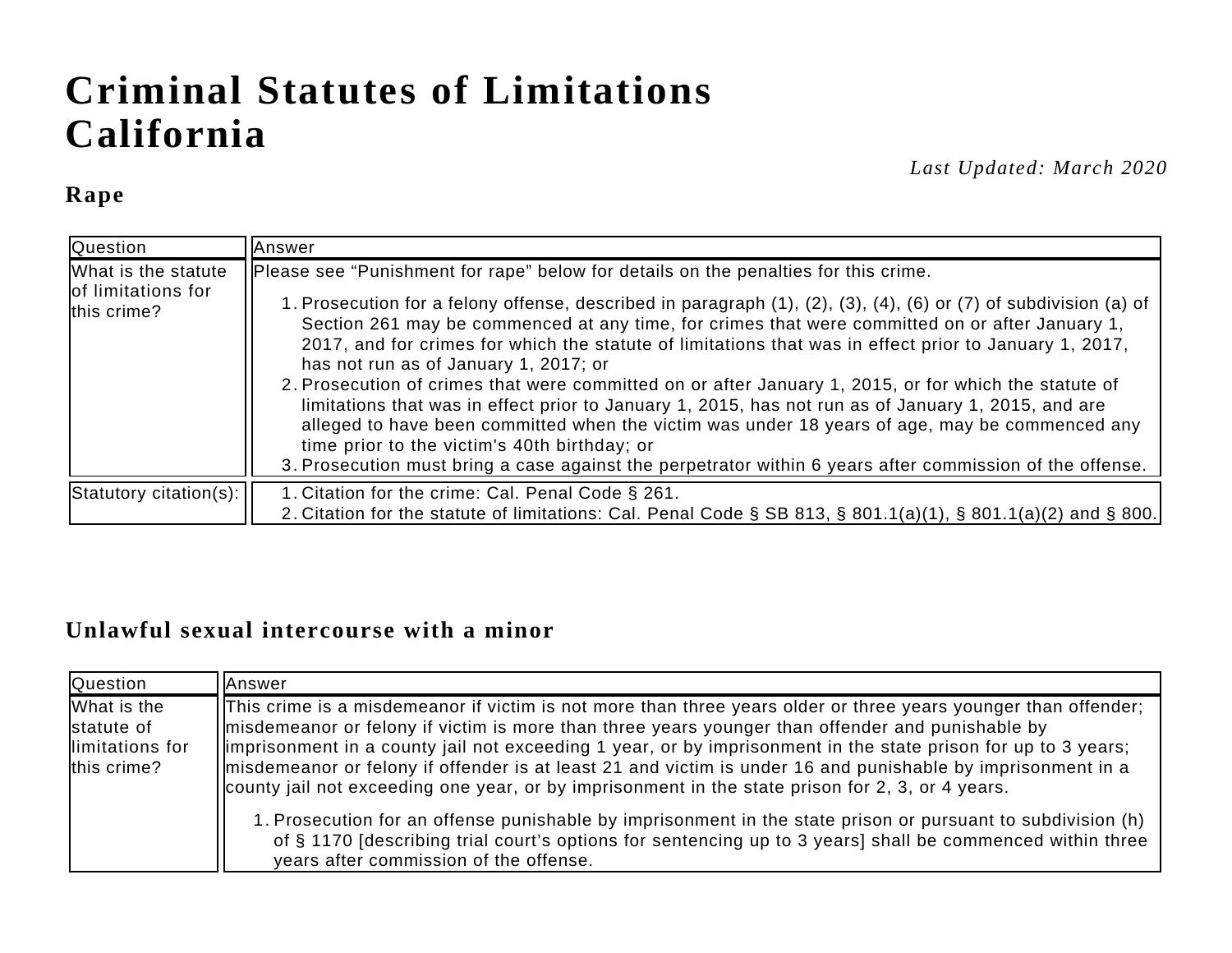# Criminal Statutes of Limitations California

*Last Updated: March 2020*

## Rape

| Question | Answer |
|---|---|
| What is the statute of limitations for this crime? | Please see "Punishment for rape" below for details on the penalties for this crime.<br><br>1. Prosecution for a felony offense, described in paragraph (1), (2), (3), (4), (6) or (7) of subdivision (a) of Section 261 may be commenced at any time, for crimes that were committed on or after January 1, 2017, and for crimes for which the statute of limitations that was in effect prior to January 1, 2017, has not run as of January 1, 2017; or<br>2. Prosecution of crimes that were committed on or after January 1, 2015, or for which the statute of limitations that was in effect prior to January 1, 2015, has not run as of January 1, 2015, and are alleged to have been committed when the victim was under 18 years of age, may be commenced any time prior to the victim's 40th birthday; or<br>3. Prosecution must bring a case against the perpetrator within 6 years after commission of the offense. |
| Statutory citation(s): | 1. Citation for the crime: Cal. Penal Code § 261.<br>2. Citation for the statute of limitations: Cal. Penal Code § SB 813, § 801.1(a)(1), § 801.1(a)(2) and § 800. |

## Unlawful sexual intercourse with a minor

| Question | Answer |
|---|---|
| What is the statute of limitations for this crime? | This crime is a misdemeanor if victim is not more than three years older or three years younger than offender; misdemeanor or felony if victim is more than three years younger than offender and punishable by imprisonment in a county jail not exceeding 1 year, or by imprisonment in the state prison for up to 3 years; misdemeanor or felony if offender is at least 21 and victim is under 16 and punishable by imprisonment in a county jail not exceeding one year, or by imprisonment in the state prison for 2, 3, or 4 years.<br><br>1. Prosecution for an offense punishable by imprisonment in the state prison or pursuant to subdivision (h) of § 1170 [describing trial court's options for sentencing up to 3 years] shall be commenced within three years after commission of the offense. |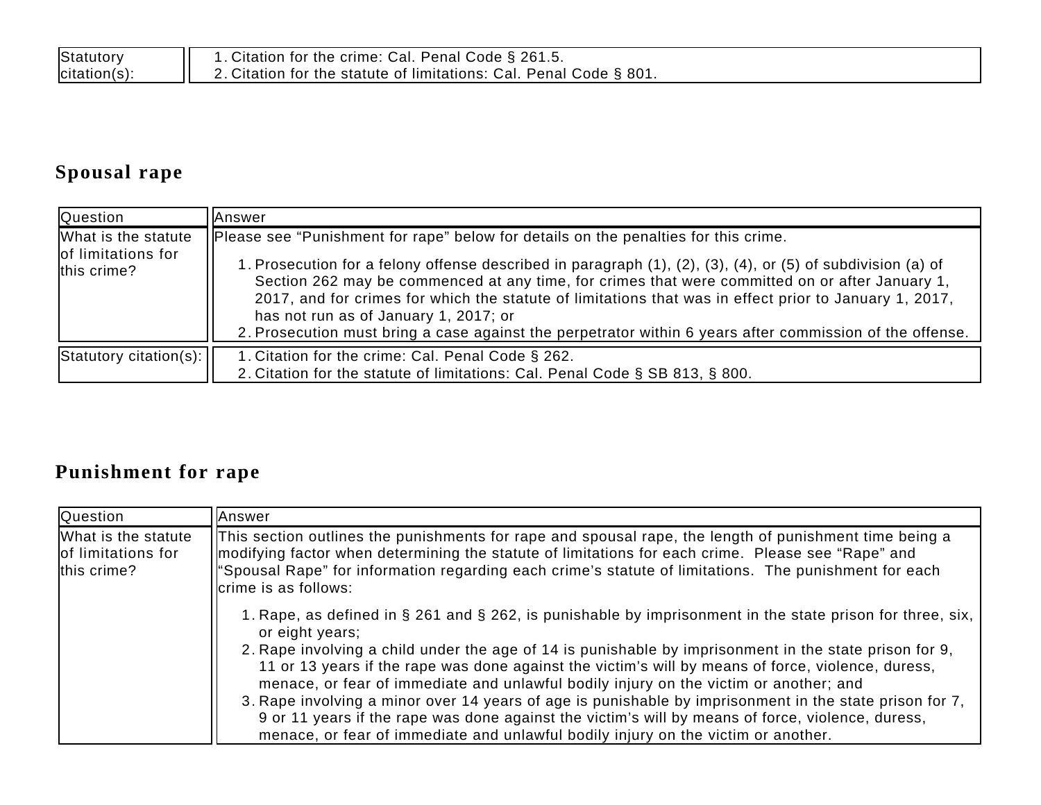| Statutory citation(s): | 1. Citation for the crime: Cal. Penal Code § 261.5.<br>2. Citation for the statute of limitations: Cal. Penal Code § 801. |
|---|---|

## Spousal rape

| Question | Answer |
|---|---|
| What is the statute of limitations for this crime? | Please see "Punishment for rape" below for details on the penalties for this crime.<br><br>1. Prosecution for a felony offense described in paragraph (1), (2), (3), (4), or (5) of subdivision (a) of Section 262 may be commenced at any time, for crimes that were committed on or after January 1, 2017, and for crimes for which the statute of limitations that was in effect prior to January 1, 2017, has not run as of January 1, 2017; or<br>2. Prosecution must bring a case against the perpetrator within 6 years after commission of the offense. |
| Statutory citation(s): | 1. Citation for the crime: Cal. Penal Code § 262.<br>2. Citation for the statute of limitations: Cal. Penal Code § SB 813, § 800. |

## Punishment for rape

| Question | Answer |
|---|---|
| What is the statute of limitations for this crime? | This section outlines the punishments for rape and spousal rape, the length of punishment time being a modifying factor when determining the statute of limitations for each crime. Please see "Rape" and "Spousal Rape" for information regarding each crime's statute of limitations. The punishment for each crime is as follows:<br><br>1. Rape, as defined in § 261 and § 262, is punishable by imprisonment in the state prison for three, six, or eight years;<br>2. Rape involving a child under the age of 14 is punishable by imprisonment in the state prison for 9, 11 or 13 years if the rape was done against the victim's will by means of force, violence, duress, menace, or fear of immediate and unlawful bodily injury on the victim or another; and<br>3. Rape involving a minor over 14 years of age is punishable by imprisonment in the state prison for 7, 9 or 11 years if the rape was done against the victim's will by means of force, violence, duress, menace, or fear of immediate and unlawful bodily injury on the victim or another. |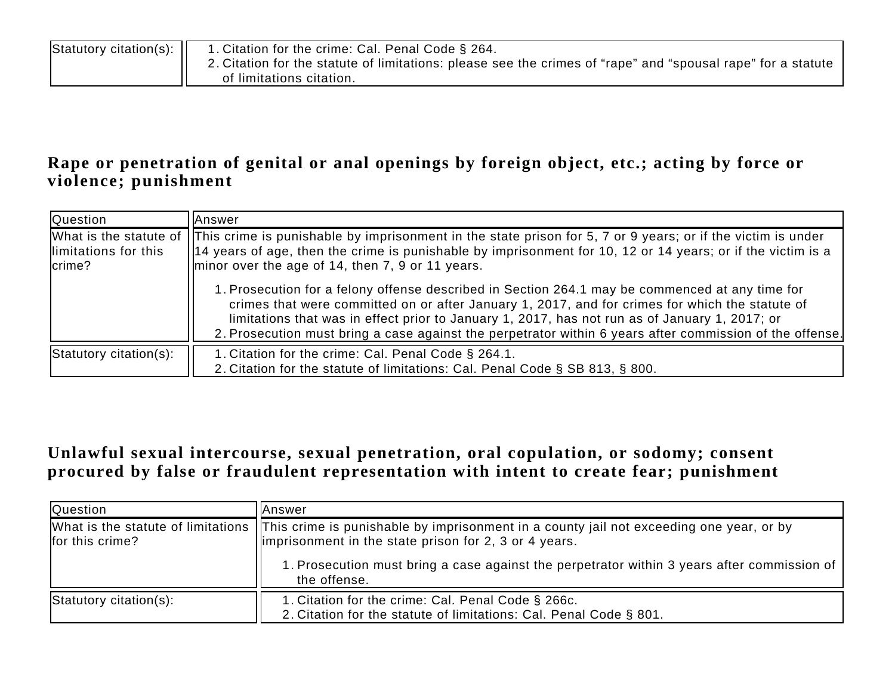| Statutory citation(s): | 1. Citation for the crime: Cal. Penal Code § 264.<br>2. Citation for the statute of limitations: please see the crimes of "rape" and "spousal rape" for a statute of limitations citation. |
|---|---|

## Rape or penetration of genital or anal openings by foreign object, etc.; acting by force or violence; punishment

| Question | Answer |
|---|---|
| What is the statute of limitations for this crime? | This crime is punishable by imprisonment in the state prison for 5, 7 or 9 years; or if the victim is under 14 years of age, then the crime is punishable by imprisonment for 10, 12 or 14 years; or if the victim is a minor over the age of 14, then 7, 9 or 11 years.<br><br>1. Prosecution for a felony offense described in Section 264.1 may be commenced at any time for crimes that were committed on or after January 1, 2017, and for crimes for which the statute of limitations that was in effect prior to January 1, 2017, has not run as of January 1, 2017; or<br>2. Prosecution must bring a case against the perpetrator within 6 years after commission of the offense. |
| Statutory citation(s): | 1. Citation for the crime: Cal. Penal Code § 264.1.<br>2. Citation for the statute of limitations: Cal. Penal Code § SB 813, § 800. |

## Unlawful sexual intercourse, sexual penetration, oral copulation, or sodomy; consent procured by false or fraudulent representation with intent to create fear; punishment

| Question | Answer |
|---|---|
| What is the statute of limitations for this crime? | This crime is punishable by imprisonment in a county jail not exceeding one year, or by imprisonment in the state prison for 2, 3 or 4 years.<br><br>1. Prosecution must bring a case against the perpetrator within 3 years after commission of the offense. |
| Statutory citation(s): | 1. Citation for the crime: Cal. Penal Code § 266c.<br>2. Citation for the statute of limitations: Cal. Penal Code § 801. |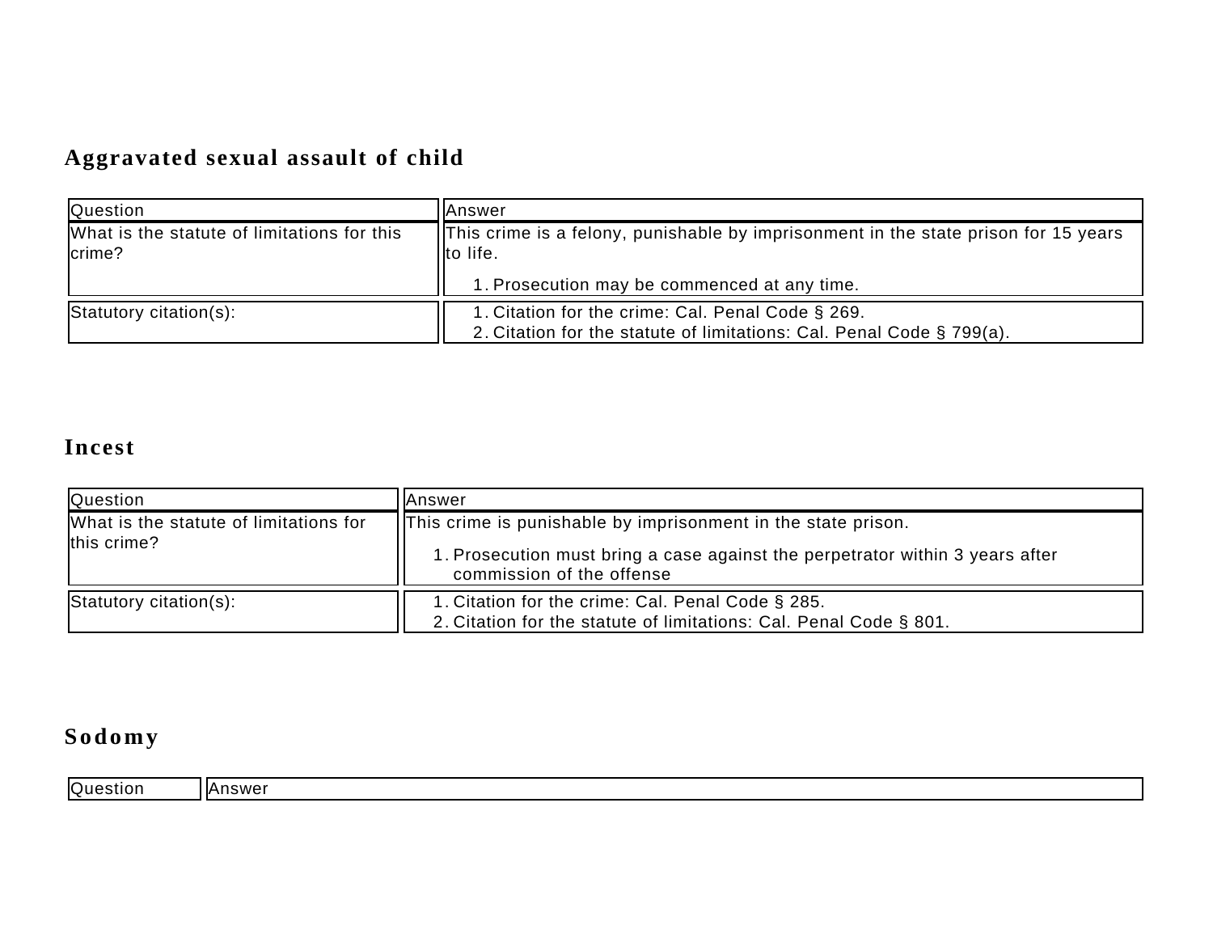## Aggravated sexual assault of child

| Question | Answer |
| --- | --- |
| What is the statute of limitations for this crime? | This crime is a felony, punishable by imprisonment in the state prison for 15 years to life.<br><br>1. Prosecution may be commenced at any time. |
| Statutory citation(s): | 1. Citation for the crime: Cal. Penal Code § 269.<br>2. Citation for the statute of limitations: Cal. Penal Code § 799(a). |

## Incest

| Question | Answer |
| --- | --- |
| What is the statute of limitations for this crime? | This crime is punishable by imprisonment in the state prison.<br><br>1. Prosecution must bring a case against the perpetrator within 3 years after commission of the offense |
| Statutory citation(s): | 1. Citation for the crime: Cal. Penal Code § 285.<br>2. Citation for the statute of limitations: Cal. Penal Code § 801. |

## Sodomy

| Question | Answer |
| --- | --- |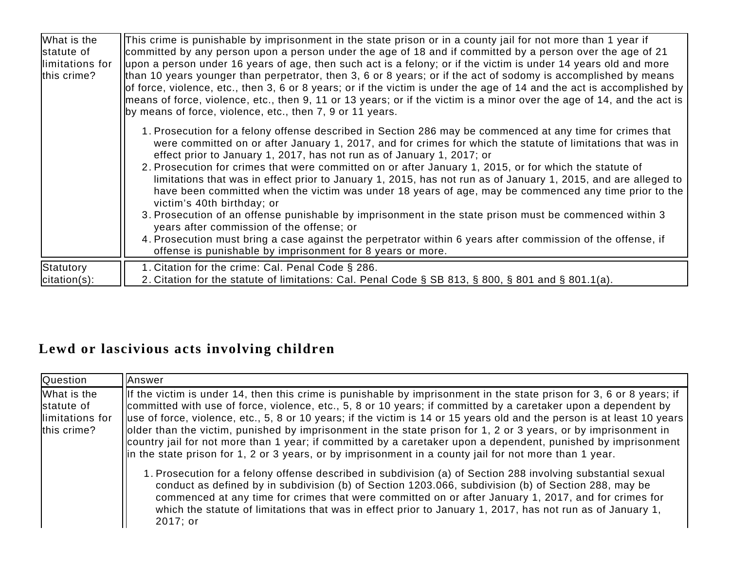| | |
|---|---|
| What is the statute of limitations for this crime? | This crime is punishable by imprisonment in the state prison or in a county jail for not more than 1 year if committed by any person upon a person under the age of 18 and if committed by a person over the age of 21 upon a person under 16 years of age, then such act is a felony; or if the victim is under 14 years old and more than 10 years younger than perpetrator, then 3, 6 or 8 years; or if the act of sodomy is accomplished by means of force, violence, etc., then 3, 6 or 8 years; or if the victim is under the age of 14 and the act is accomplished by means of force, violence, etc., then 9, 11 or 13 years; or if the victim is a minor over the age of 14, and the act is by means of force, violence, etc., then 7, 9 or 11 years.<br><br>1. Prosecution for a felony offense described in Section 286 may be commenced at any time for crimes that were committed on or after January 1, 2017, and for crimes for which the statute of limitations that was in effect prior to January 1, 2017, has not run as of January 1, 2017; or<br>2. Prosecution for crimes that were committed on or after January 1, 2015, or for which the statute of limitations that was in effect prior to January 1, 2015, has not run as of January 1, 2015, and are alleged to have been committed when the victim was under 18 years of age, may be commenced any time prior to the victim's 40th birthday; or<br>3. Prosecution of an offense punishable by imprisonment in the state prison must be commenced within 3 years after commission of the offense; or<br>4. Prosecution must bring a case against the perpetrator within 6 years after commission of the offense, if offense is punishable by imprisonment for 8 years or more. |
| Statutory citation(s): | 1. Citation for the crime: Cal. Penal Code § 286.<br>2. Citation for the statute of limitations: Cal. Penal Code § SB 813, § 800, § 801 and § 801.1(a). |

## Lewd or lascivious acts involving children

| Question | Answer |
|---|---|
| What is the statute of limitations for this crime? | If the victim is under 14, then this crime is punishable by imprisonment in the state prison for 3, 6 or 8 years; if committed with use of force, violence, etc., 5, 8 or 10 years; if committed by a caretaker upon a dependent by use of force, violence, etc., 5, 8 or 10 years; if the victim is 14 or 15 years old and the person is at least 10 years older than the victim, punished by imprisonment in the state prison for 1, 2 or 3 years, or by imprisonment in country jail for not more than 1 year; if committed by a caretaker upon a dependent, punished by imprisonment in the state prison for 1, 2 or 3 years, or by imprisonment in a county jail for not more than 1 year.<br><br>1. Prosecution for a felony offense described in subdivision (a) of Section 288 involving substantial sexual conduct as defined by in subdivision (b) of Section 1203.066, subdivision (b) of Section 288, may be commenced at any time for crimes that were committed on or after January 1, 2017, and for crimes for which the statute of limitations that was in effect prior to January 1, 2017, has not run as of January 1, 2017; or |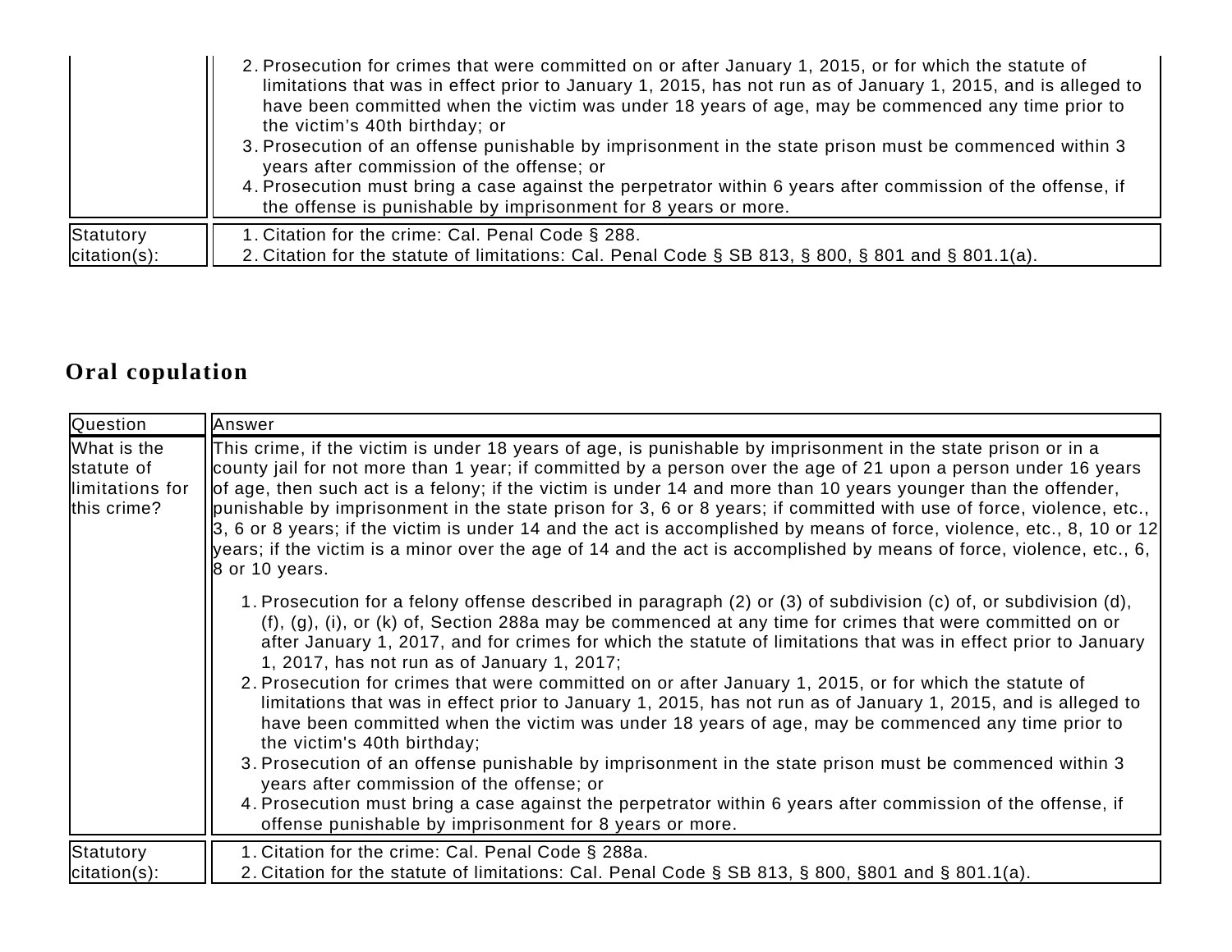| | |
|---|---|
| | 2. Prosecution for crimes that were committed on or after January 1, 2015, or for which the statute of limitations that was in effect prior to January 1, 2015, has not run as of January 1, 2015, and is alleged to have been committed when the victim was under 18 years of age, may be commenced any time prior to the victim's 40th birthday; or<br>3. Prosecution of an offense punishable by imprisonment in the state prison must be commenced within 3 years after commission of the offense; or<br>4. Prosecution must bring a case against the perpetrator within 6 years after commission of the offense, if the offense is punishable by imprisonment for 8 years or more. |
| Statutory citation(s): | 1. Citation for the crime: Cal. Penal Code § 288.<br>2. Citation for the statute of limitations: Cal. Penal Code § SB 813, § 800, § 801 and § 801.1(a). |

## Oral copulation

| Question | Answer |
|---|---|
| What is the statute of limitations for this crime? | This crime, if the victim is under 18 years of age, is punishable by imprisonment in the state prison or in a county jail for not more than 1 year; if committed by a person over the age of 21 upon a person under 16 years of age, then such act is a felony; if the victim is under 14 and more than 10 years younger than the offender, punishable by imprisonment in the state prison for 3, 6 or 8 years; if committed with use of force, violence, etc., 3, 6 or 8 years; if the victim is under 14 and the act is accomplished by means of force, violence, etc., 8, 10 or 12 years; if the victim is a minor over the age of 14 and the act is accomplished by means of force, violence, etc., 6, 8 or 10 years.<br><br>1. Prosecution for a felony offense described in paragraph (2) or (3) of subdivision (c) of, or subdivision (d), (f), (g), (i), or (k) of, Section 288a may be commenced at any time for crimes that were committed on or after January 1, 2017, and for crimes for which the statute of limitations that was in effect prior to January 1, 2017, has not run as of January 1, 2017;<br>2. Prosecution for crimes that were committed on or after January 1, 2015, or for which the statute of limitations that was in effect prior to January 1, 2015, has not run as of January 1, 2015, and is alleged to have been committed when the victim was under 18 years of age, may be commenced any time prior to the victim's 40th birthday;<br>3. Prosecution of an offense punishable by imprisonment in the state prison must be commenced within 3 years after commission of the offense; or<br>4. Prosecution must bring a case against the perpetrator within 6 years after commission of the offense, if offense punishable by imprisonment for 8 years or more. |
| Statutory citation(s): | 1. Citation for the crime: Cal. Penal Code § 288a.<br>2. Citation for the statute of limitations: Cal. Penal Code § SB 813, § 800, §801 and § 801.1(a). |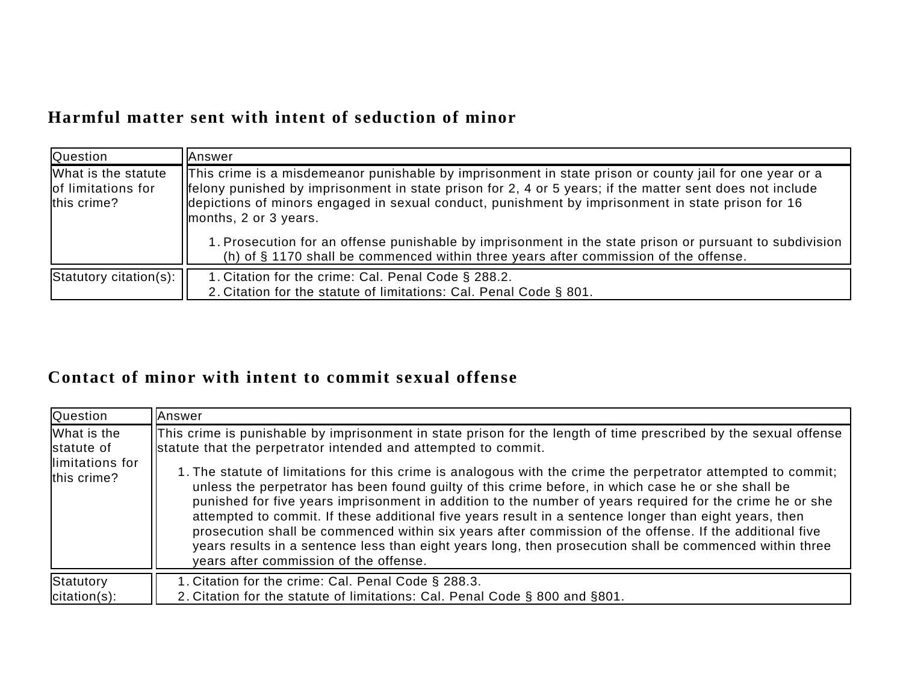## Harmful matter sent with intent of seduction of minor

| Question | Answer |
| --- | --- |
| What is the statute of limitations for this crime? | This crime is a misdemeanor punishable by imprisonment in state prison or county jail for one year or a felony punished by imprisonment in state prison for 2, 4 or 5 years; if the matter sent does not include depictions of minors engaged in sexual conduct, punishment by imprisonment in state prison for 16 months, 2 or 3 years.<br><br>1. Prosecution for an offense punishable by imprisonment in the state prison or pursuant to subdivision (h) of § 1170 shall be commenced within three years after commission of the offense. |
| Statutory citation(s): | 1. Citation for the crime: Cal. Penal Code § 288.2.<br>2. Citation for the statute of limitations: Cal. Penal Code § 801. |

## Contact of minor with intent to commit sexual offense

| Question | Answer |
| --- | --- |
| What is the statute of limitations for this crime? | This crime is punishable by imprisonment in state prison for the length of time prescribed by the sexual offense statute that the perpetrator intended and attempted to commit.<br><br>1. The statute of limitations for this crime is analogous with the crime the perpetrator attempted to commit; unless the perpetrator has been found guilty of this crime before, in which case he or she shall be punished for five years imprisonment in addition to the number of years required for the crime he or she attempted to commit. If these additional five years result in a sentence longer than eight years, then prosecution shall be commenced within six years after commission of the offense. If the additional five years results in a sentence less than eight years long, then prosecution shall be commenced within three years after commission of the offense. |
| Statutory citation(s): | 1. Citation for the crime: Cal. Penal Code § 288.3.<br>2. Citation for the statute of limitations: Cal. Penal Code § 800 and §801. |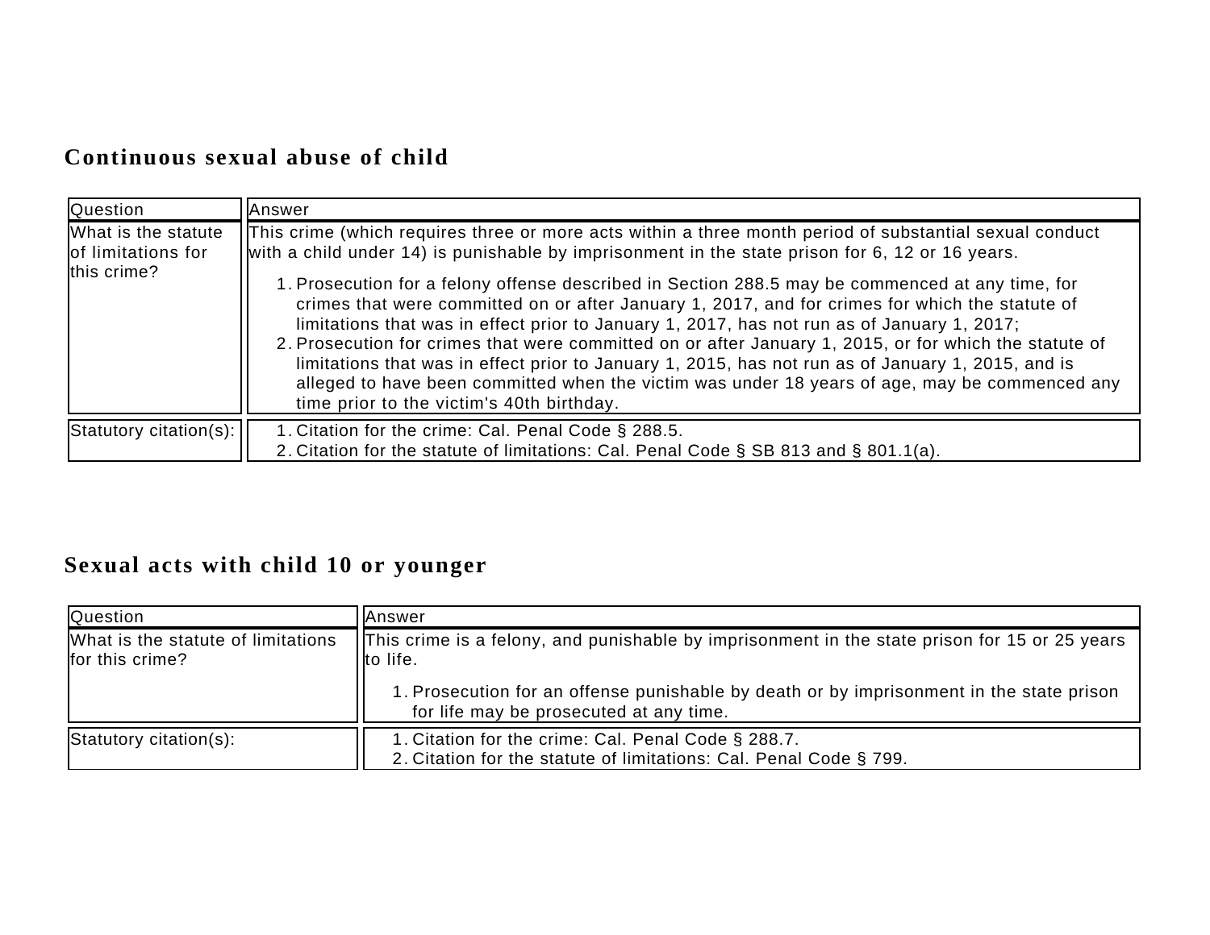## Continuous sexual abuse of child

| Question | Answer |
| --- | --- |
| What is the statute of limitations for this crime? | This crime (which requires three or more acts within a three month period of substantial sexual conduct with a child under 14) is punishable by imprisonment in the state prison for 6, 12 or 16 years.<br><br>1. Prosecution for a felony offense described in Section 288.5 may be commenced at any time, for crimes that were committed on or after January 1, 2017, and for crimes for which the statute of limitations that was in effect prior to January 1, 2017, has not run as of January 1, 2017;<br>2. Prosecution for crimes that were committed on or after January 1, 2015, or for which the statute of limitations that was in effect prior to January 1, 2015, has not run as of January 1, 2015, and is alleged to have been committed when the victim was under 18 years of age, may be commenced any time prior to the victim's 40th birthday. |
| Statutory citation(s): | 1. Citation for the crime: Cal. Penal Code § 288.5.<br>2. Citation for the statute of limitations: Cal. Penal Code § SB 813 and § 801.1(a). |

## Sexual acts with child 10 or younger

| Question | Answer |
| --- | --- |
| What is the statute of limitations for this crime? | This crime is a felony, and punishable by imprisonment in the state prison for 15 or 25 years to life.<br><br>1. Prosecution for an offense punishable by death or by imprisonment in the state prison for life may be prosecuted at any time. |
| Statutory citation(s): | 1. Citation for the crime: Cal. Penal Code § 288.7.<br>2. Citation for the statute of limitations: Cal. Penal Code § 799. |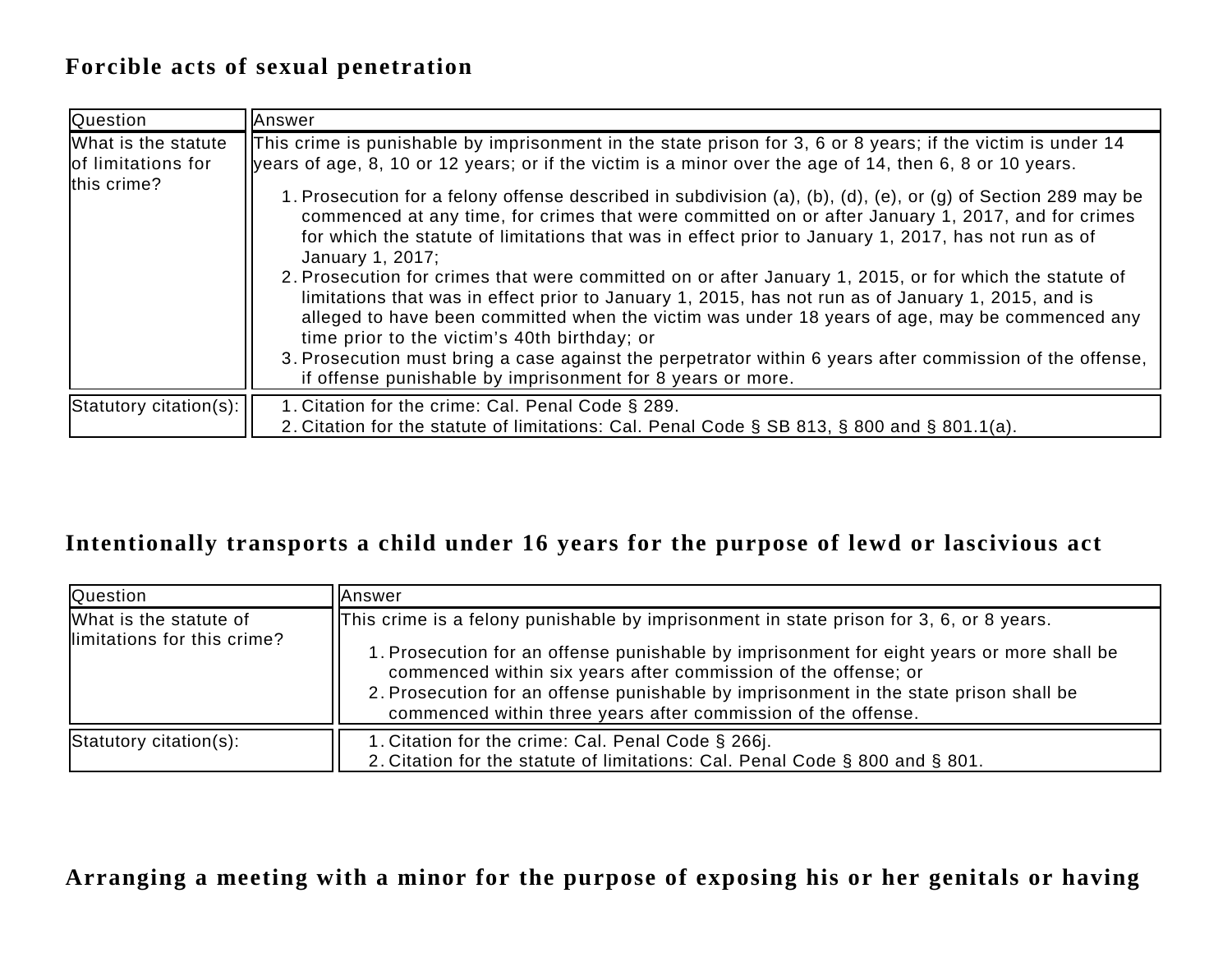### Forcible acts of sexual penetration

| Question | Answer |
| --- | --- |
| What is the statute of limitations for this crime? | This crime is punishable by imprisonment in the state prison for 3, 6 or 8 years; if the victim is under 14 years of age, 8, 10 or 12 years; or if the victim is a minor over the age of 14, then 6, 8 or 10 years.<br><br>1. Prosecution for a felony offense described in subdivision (a), (b), (d), (e), or (g) of Section 289 may be commenced at any time, for crimes that were committed on or after January 1, 2017, and for crimes for which the statute of limitations that was in effect prior to January 1, 2017, has not run as of January 1, 2017;<br>2. Prosecution for crimes that were committed on or after January 1, 2015, or for which the statute of limitations that was in effect prior to January 1, 2015, has not run as of January 1, 2015, and is alleged to have been committed when the victim was under 18 years of age, may be commenced any time prior to the victim's 40th birthday; or<br>3. Prosecution must bring a case against the perpetrator within 6 years after commission of the offense, if offense punishable by imprisonment for 8 years or more. |
| Statutory citation(s): | 1. Citation for the crime: Cal. Penal Code § 289.<br>2. Citation for the statute of limitations: Cal. Penal Code § SB 813, § 800 and § 801.1(a). |

### Intentionally transports a child under 16 years for the purpose of lewd or lascivious act

| Question | Answer |
| --- | --- |
| What is the statute of limitations for this crime? | This crime is a felony punishable by imprisonment in state prison for 3, 6, or 8 years.<br><br>1. Prosecution for an offense punishable by imprisonment for eight years or more shall be commenced within six years after commission of the offense; or<br>2. Prosecution for an offense punishable by imprisonment in the state prison shall be commenced within three years after commission of the offense. |
| Statutory citation(s): | 1. Citation for the crime: Cal. Penal Code § 266j.<br>2. Citation for the statute of limitations: Cal. Penal Code § 800 and § 801. |

### Arranging a meeting with a minor for the purpose of exposing his or her genitals or having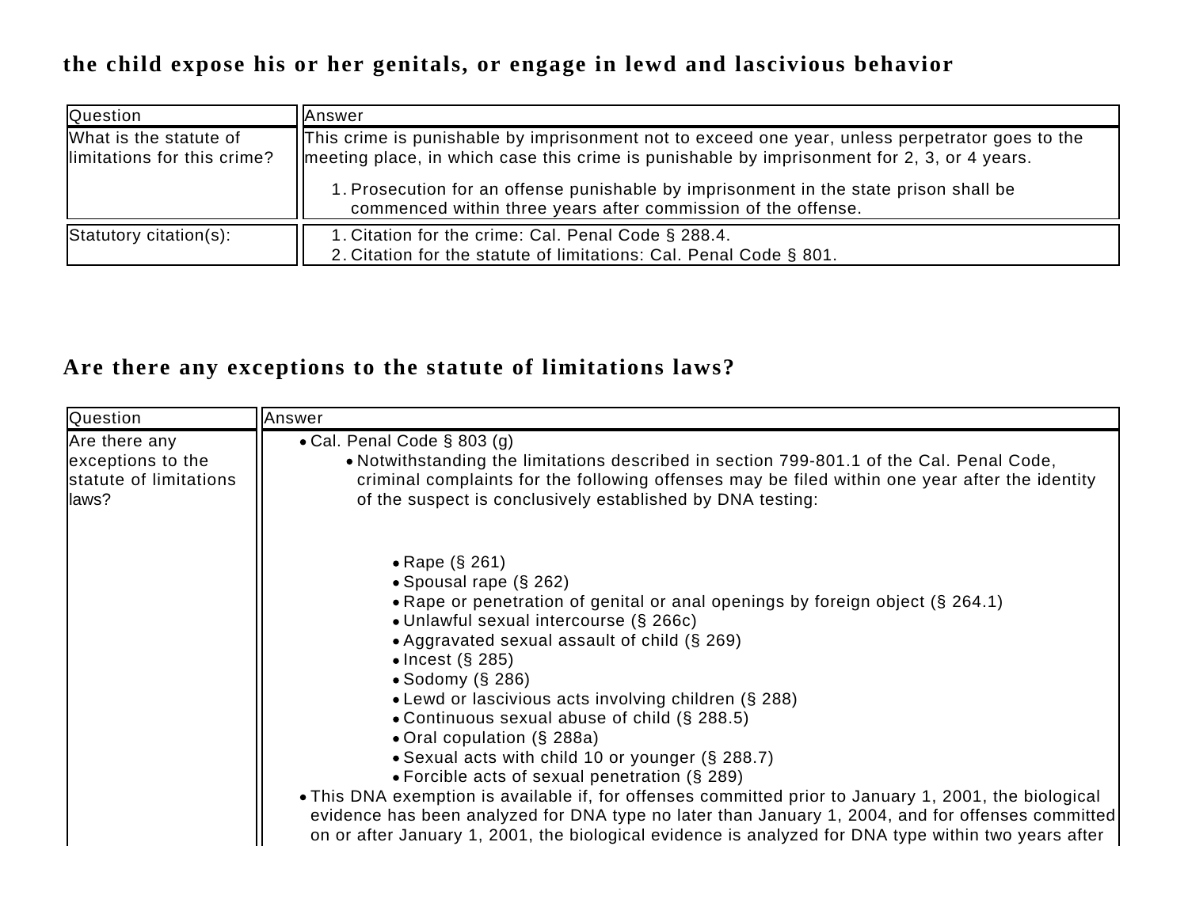### the child expose his or her genitals, or engage in lewd and lascivious behavior

| Question | Answer |
| --- | --- |
| What is the statute of limitations for this crime? | This crime is punishable by imprisonment not to exceed one year, unless perpetrator goes to the meeting place, in which case this crime is punishable by imprisonment for 2, 3, or 4 years.<br><br>1. Prosecution for an offense punishable by imprisonment in the state prison shall be commenced within three years after commission of the offense. |
| Statutory citation(s): | 1. Citation for the crime: Cal. Penal Code § 288.4.<br>2. Citation for the statute of limitations: Cal. Penal Code § 801. |

### Are there any exceptions to the statute of limitations laws?

| Question | Answer |
| --- | --- |
| Are there any exceptions to the statute of limitations laws? | • Cal. Penal Code § 803 (g)<br>  • Notwithstanding the limitations described in section 799-801.1 of the Cal. Penal Code, criminal complaints for the following offenses may be filed within one year after the identity of the suspect is conclusively established by DNA testing:<br><br>    • Rape (§ 261)<br>    • Spousal rape (§ 262)<br>    • Rape or penetration of genital or anal openings by foreign object (§ 264.1)<br>    • Unlawful sexual intercourse (§ 266c)<br>    • Aggravated sexual assault of child (§ 269)<br>    • Incest (§ 285)<br>    • Sodomy (§ 286)<br>    • Lewd or lascivious acts involving children (§ 288)<br>    • Continuous sexual abuse of child (§ 288.5)<br>    • Oral copulation (§ 288a)<br>    • Sexual acts with child 10 or younger (§ 288.7)<br>    • Forcible acts of sexual penetration (§ 289)<br>• This DNA exemption is available if, for offenses committed prior to January 1, 2001, the biological evidence has been analyzed for DNA type no later than January 1, 2004, and for offenses committed on or after January 1, 2001, the biological evidence is analyzed for DNA type within two years after |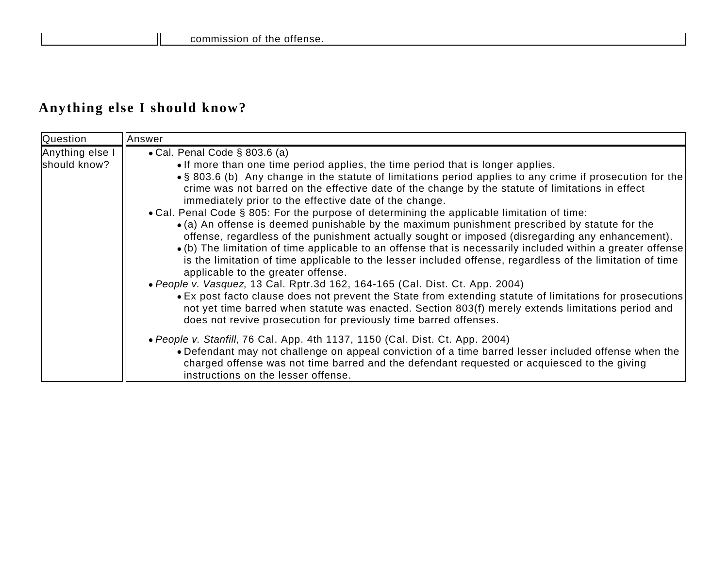| | |
|---|---|
| | commission of the offense. |

## Anything else I should know?

| Question | Answer |
|---|---|
| Anything else I should know? | • Cal. Penal Code § 803.6 (a)<br>  ◦ If more than one time period applies, the time period that is longer applies.<br>  ◦ § 803.6 (b) Any change in the statute of limitations period applies to any crime if prosecution for the crime was not barred on the effective date of the change by the statute of limitations in effect immediately prior to the effective date of the change.<br>• Cal. Penal Code § 805: For the purpose of determining the applicable limitation of time:<br>  ◦ (a) An offense is deemed punishable by the maximum punishment prescribed by statute for the offense, regardless of the punishment actually sought or imposed (disregarding any enhancement).<br>  ◦ (b) The limitation of time applicable to an offense that is necessarily included within a greater offense is the limitation of time applicable to the lesser included offense, regardless of the limitation of time applicable to the greater offense.<br>• *People v. Vasquez*, 13 Cal. Rptr.3d 162, 164-165 (Cal. Dist. Ct. App. 2004)<br>  ◦ Ex post facto clause does not prevent the State from extending statute of limitations for prosecutions not yet time barred when statute was enacted. Section 803(f) merely extends limitations period and does not revive prosecution for previously time barred offenses.<br>• *People v. Stanfill,* 76 Cal. App. 4th 1137, 1150 (Cal. Dist. Ct. App. 2004)<br>  ◦ Defendant may not challenge on appeal conviction of a time barred lesser included offense when the charged offense was not time barred and the defendant requested or acquiesced to the giving instructions on the lesser offense. |